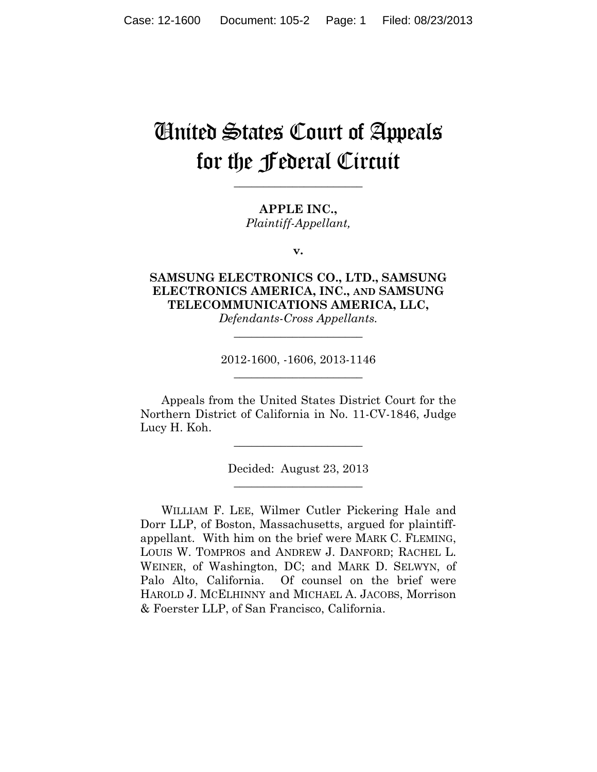# United States Court of Appeals for the Federal Circuit

---

**APPLE INC.,**
*Plaintiff-Appellant,*

**v.**

**SAMSUNG ELECTRONICS CO., LTD., SAMSUNG ELECTRONICS AMERICA, INC., AND SAMSUNG TELECOMMUNICATIONS AMERICA, LLC,**
*Defendants-Cross Appellants.*

---

2012-1600, -1606, 2013-1146

---

Appeals from the United States District Court for the Northern District of California in No. 11-CV-1846, Judge Lucy H. Koh.

---

Decided: August 23, 2013

---

WILLIAM F. LEE, Wilmer Cutler Pickering Hale and Dorr LLP, of Boston, Massachusetts, argued for plaintiff-appellant. With him on the brief were MARK C. FLEMING, LOUIS W. TOMPROS and ANDREW J. DANFORD; RACHEL L. WEINER, of Washington, DC; and MARK D. SELWYN, of Palo Alto, California. Of counsel on the brief were HAROLD J. MCELHINNY and MICHAEL A. JACOBS, Morrison & Foerster LLP, of San Francisco, California.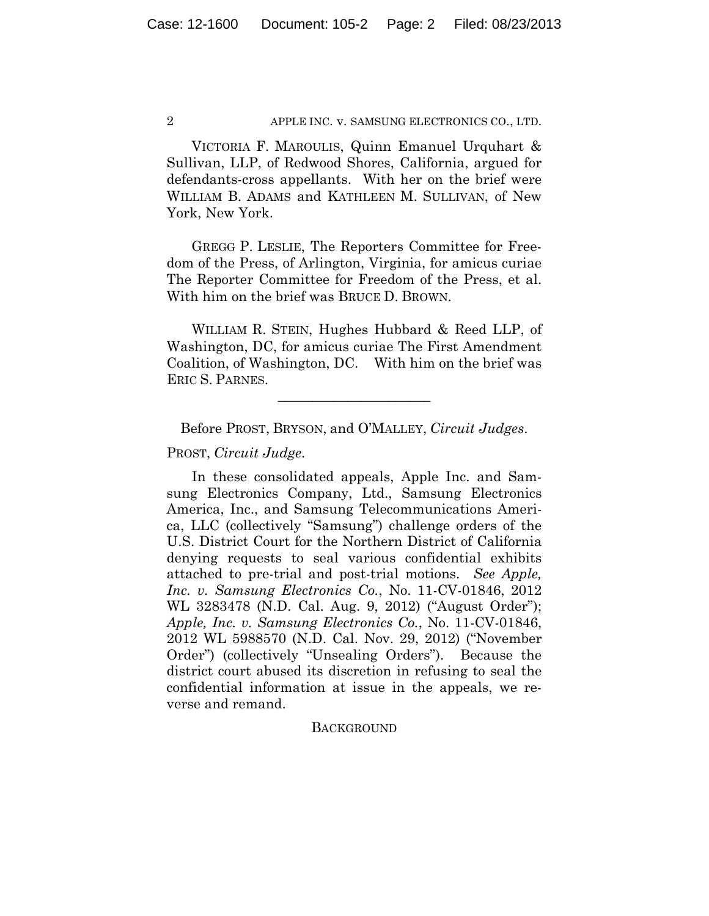VICTORIA F. MAROULIS, Quinn Emanuel Urquhart & Sullivan, LLP, of Redwood Shores, California, argued for defendants-cross appellants. With her on the brief were WILLIAM B. ADAMS and KATHLEEN M. SULLIVAN, of New York, New York.

GREGG P. LESLIE, The Reporters Committee for Freedom of the Press, of Arlington, Virginia, for amicus curiae The Reporter Committee for Freedom of the Press, et al. With him on the brief was BRUCE D. BROWN.

WILLIAM R. STEIN, Hughes Hubbard & Reed LLP, of Washington, DC, for amicus curiae The First Amendment Coalition, of Washington, DC. With him on the brief was ERIC S. PARNES.

---

Before PROST, BRYSON, and O'MALLEY, *Circuit Judges*.

PROST, *Circuit Judge*.

In these consolidated appeals, Apple Inc. and Samsung Electronics Company, Ltd., Samsung Electronics America, Inc., and Samsung Telecommunications America, LLC (collectively "Samsung") challenge orders of the U.S. District Court for the Northern District of California denying requests to seal various confidential exhibits attached to pre-trial and post-trial motions. *See Apple, Inc. v. Samsung Electronics Co.*, No. 11-CV-01846, 2012 WL 3283478 (N.D. Cal. Aug. 9, 2012) ("August Order"); *Apple, Inc. v. Samsung Electronics Co.*, No. 11-CV-01846, 2012 WL 5988570 (N.D. Cal. Nov. 29, 2012) ("November Order") (collectively "Unsealing Orders"). Because the district court abused its discretion in refusing to seal the confidential information at issue in the appeals, we reverse and remand.

## BACKGROUND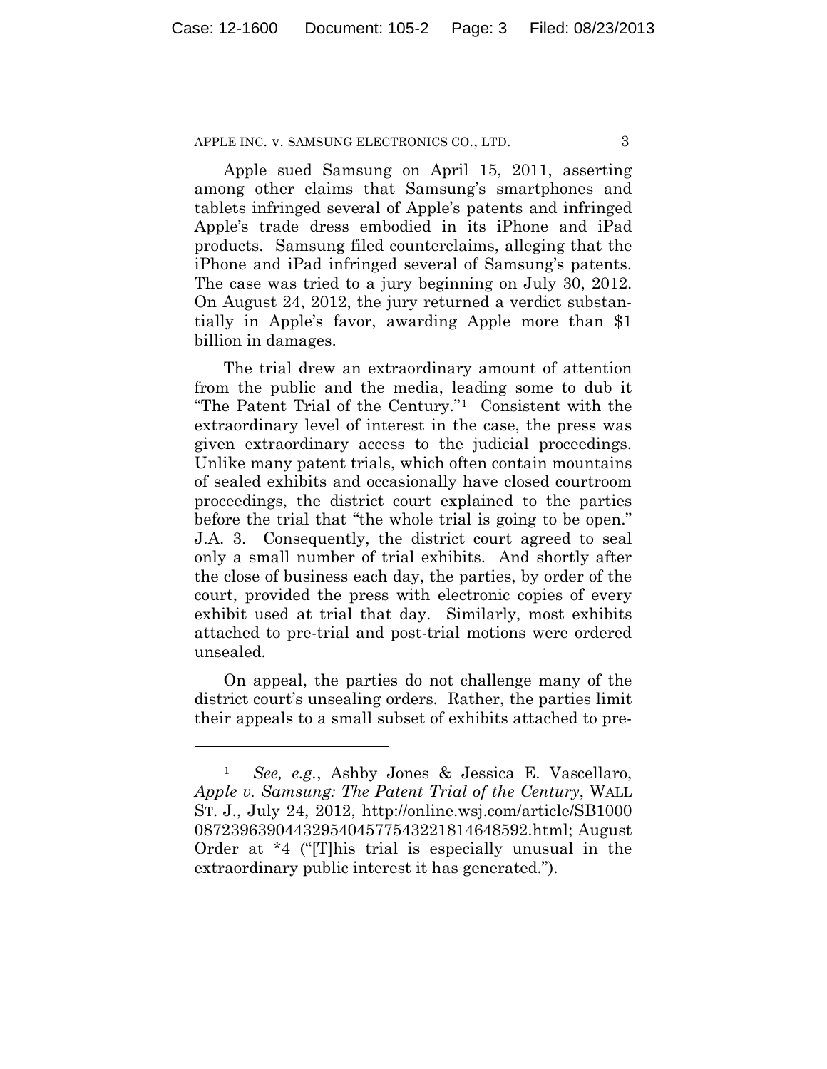Apple sued Samsung on April 15, 2011, asserting among other claims that Samsung's smartphones and tablets infringed several of Apple's patents and infringed Apple's trade dress embodied in its iPhone and iPad products. Samsung filed counterclaims, alleging that the iPhone and iPad infringed several of Samsung's patents. The case was tried to a jury beginning on July 30, 2012. On August 24, 2012, the jury returned a verdict substantially in Apple's favor, awarding Apple more than $1 billion in damages.

The trial drew an extraordinary amount of attention from the public and the media, leading some to dub it "The Patent Trial of the Century."[1] Consistent with the extraordinary level of interest in the case, the press was given extraordinary access to the judicial proceedings. Unlike many patent trials, which often contain mountains of sealed exhibits and occasionally have closed courtroom proceedings, the district court explained to the parties before the trial that "the whole trial is going to be open." J.A. 3. Consequently, the district court agreed to seal only a small number of trial exhibits. And shortly after the close of business each day, the parties, by order of the court, provided the press with electronic copies of every exhibit used at trial that day. Similarly, most exhibits attached to pre-trial and post-trial motions were ordered unsealed.

On appeal, the parties do not challenge many of the district court's unsealing orders. Rather, the parties limit their appeals to a small subset of exhibits attached to pre-

---

[1] *See, e.g.*, Ashby Jones & Jessica E. Vascellaro, *Apple v. Samsung: The Patent Trial of the Century*, WALL ST. J., July 24, 2012, http://online.wsj.com/article/SB10000872396390443295404577543221814648592.html; August Order at *4 ("[T]his trial is especially unusual in the extraordinary public interest it has generated.").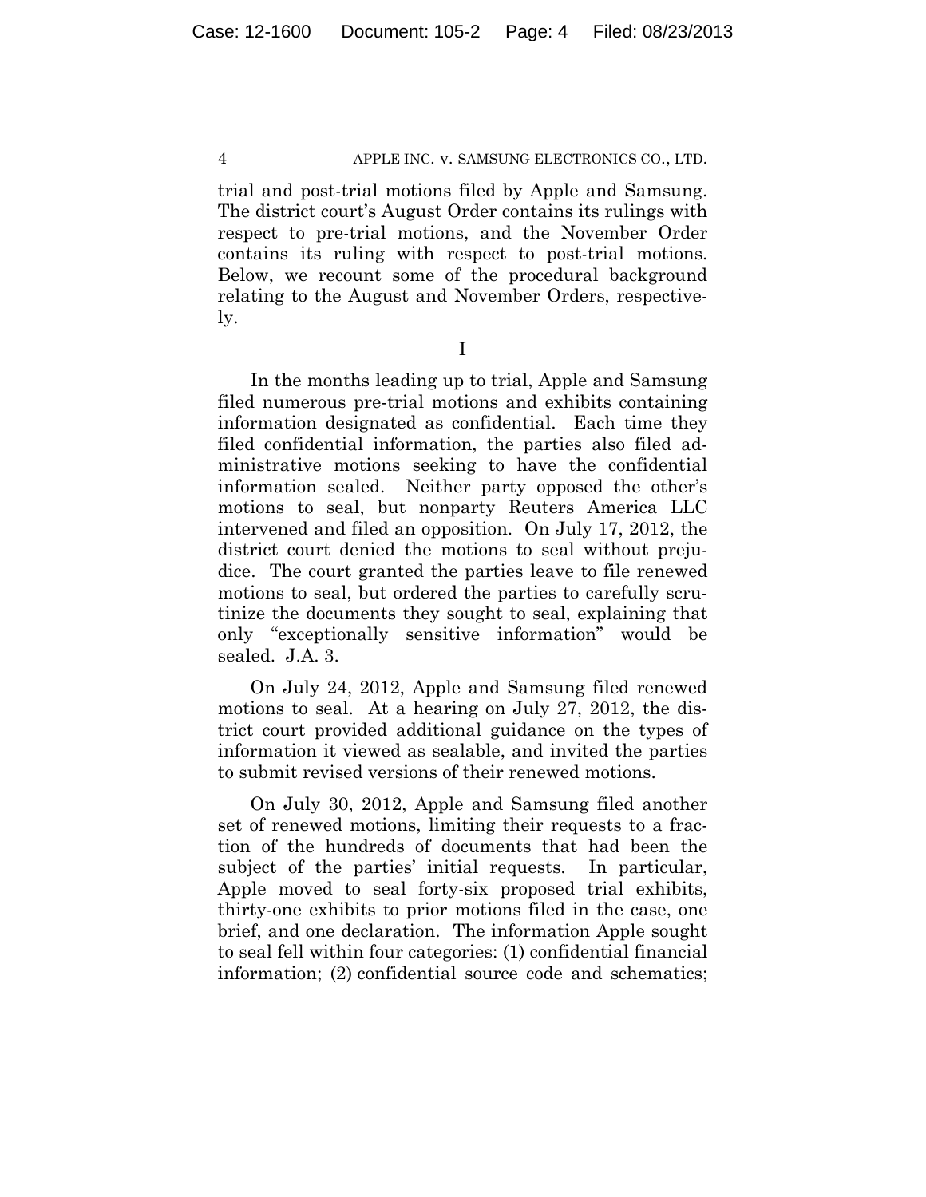trial and post-trial motions filed by Apple and Samsung. The district court's August Order contains its rulings with respect to pre-trial motions, and the November Order contains its ruling with respect to post-trial motions. Below, we recount some of the procedural background relating to the August and November Orders, respectively.

I

In the months leading up to trial, Apple and Samsung filed numerous pre-trial motions and exhibits containing information designated as confidential. Each time they filed confidential information, the parties also filed administrative motions seeking to have the confidential information sealed. Neither party opposed the other's motions to seal, but nonparty Reuters America LLC intervened and filed an opposition. On July 17, 2012, the district court denied the motions to seal without prejudice. The court granted the parties leave to file renewed motions to seal, but ordered the parties to carefully scrutinize the documents they sought to seal, explaining that only "exceptionally sensitive information" would be sealed. J.A. 3.

On July 24, 2012, Apple and Samsung filed renewed motions to seal. At a hearing on July 27, 2012, the district court provided additional guidance on the types of information it viewed as sealable, and invited the parties to submit revised versions of their renewed motions.

On July 30, 2012, Apple and Samsung filed another set of renewed motions, limiting their requests to a fraction of the hundreds of documents that had been the subject of the parties' initial requests. In particular, Apple moved to seal forty-six proposed trial exhibits, thirty-one exhibits to prior motions filed in the case, one brief, and one declaration. The information Apple sought to seal fell within four categories: (1) confidential financial information; (2) confidential source code and schematics;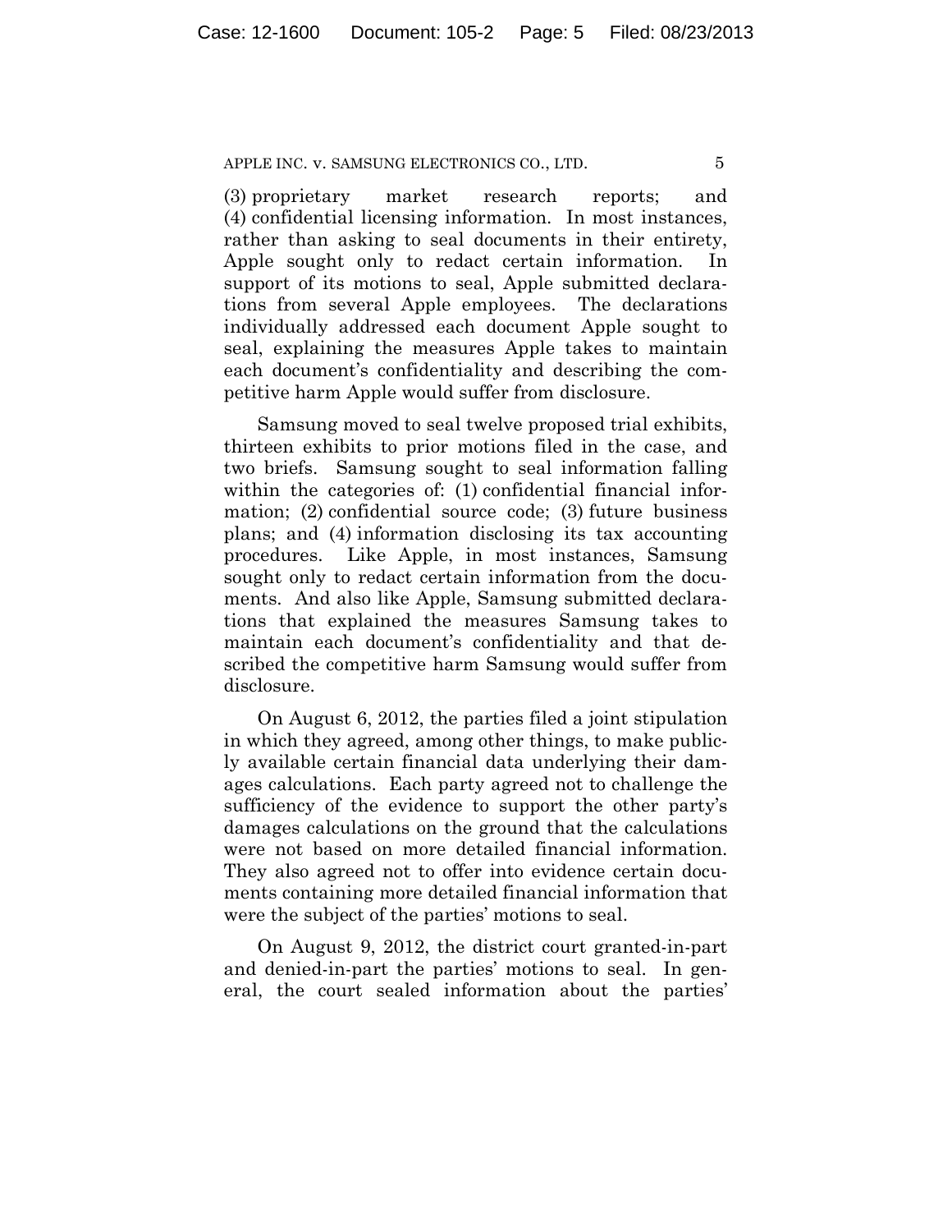(3) proprietary market research reports; and (4) confidential licensing information. In most instances, rather than asking to seal documents in their entirety, Apple sought only to redact certain information. In support of its motions to seal, Apple submitted declarations from several Apple employees. The declarations individually addressed each document Apple sought to seal, explaining the measures Apple takes to maintain each document's confidentiality and describing the competitive harm Apple would suffer from disclosure.

Samsung moved to seal twelve proposed trial exhibits, thirteen exhibits to prior motions filed in the case, and two briefs. Samsung sought to seal information falling within the categories of: (1) confidential financial information; (2) confidential source code; (3) future business plans; and (4) information disclosing its tax accounting procedures. Like Apple, in most instances, Samsung sought only to redact certain information from the documents. And also like Apple, Samsung submitted declarations that explained the measures Samsung takes to maintain each document's confidentiality and that described the competitive harm Samsung would suffer from disclosure.

On August 6, 2012, the parties filed a joint stipulation in which they agreed, among other things, to make publicly available certain financial data underlying their damages calculations. Each party agreed not to challenge the sufficiency of the evidence to support the other party's damages calculations on the ground that the calculations were not based on more detailed financial information. They also agreed not to offer into evidence certain documents containing more detailed financial information that were the subject of the parties' motions to seal.

On August 9, 2012, the district court granted-in-part and denied-in-part the parties' motions to seal. In general, the court sealed information about the parties'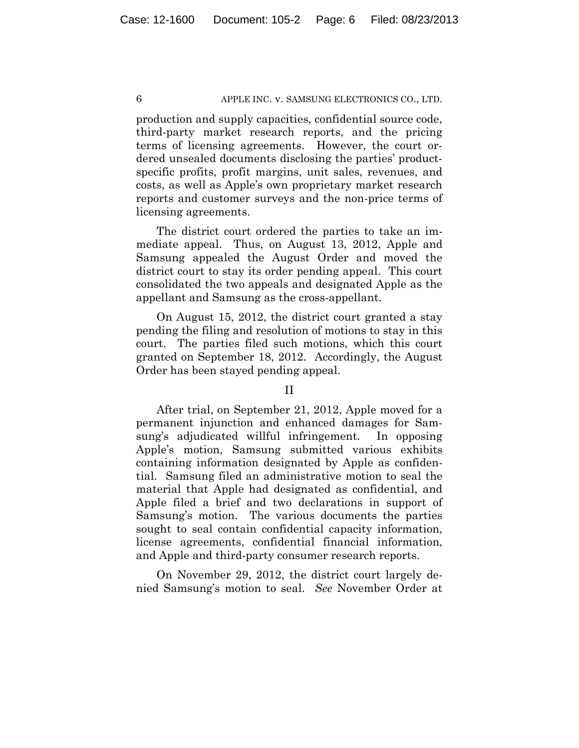production and supply capacities, confidential source code, third-party market research reports, and the pricing terms of licensing agreements. However, the court ordered unsealed documents disclosing the parties' product-specific profits, profit margins, unit sales, revenues, and costs, as well as Apple's own proprietary market research reports and customer surveys and the non-price terms of licensing agreements.

The district court ordered the parties to take an immediate appeal. Thus, on August 13, 2012, Apple and Samsung appealed the August Order and moved the district court to stay its order pending appeal. This court consolidated the two appeals and designated Apple as the appellant and Samsung as the cross-appellant.

On August 15, 2012, the district court granted a stay pending the filing and resolution of motions to stay in this court. The parties filed such motions, which this court granted on September 18, 2012. Accordingly, the August Order has been stayed pending appeal.

## II

After trial, on September 21, 2012, Apple moved for a permanent injunction and enhanced damages for Samsung's adjudicated willful infringement. In opposing Apple's motion, Samsung submitted various exhibits containing information designated by Apple as confidential. Samsung filed an administrative motion to seal the material that Apple had designated as confidential, and Apple filed a brief and two declarations in support of Samsung's motion. The various documents the parties sought to seal contain confidential capacity information, license agreements, confidential financial information, and Apple and third-party consumer research reports.

On November 29, 2012, the district court largely denied Samsung's motion to seal. *See* November Order at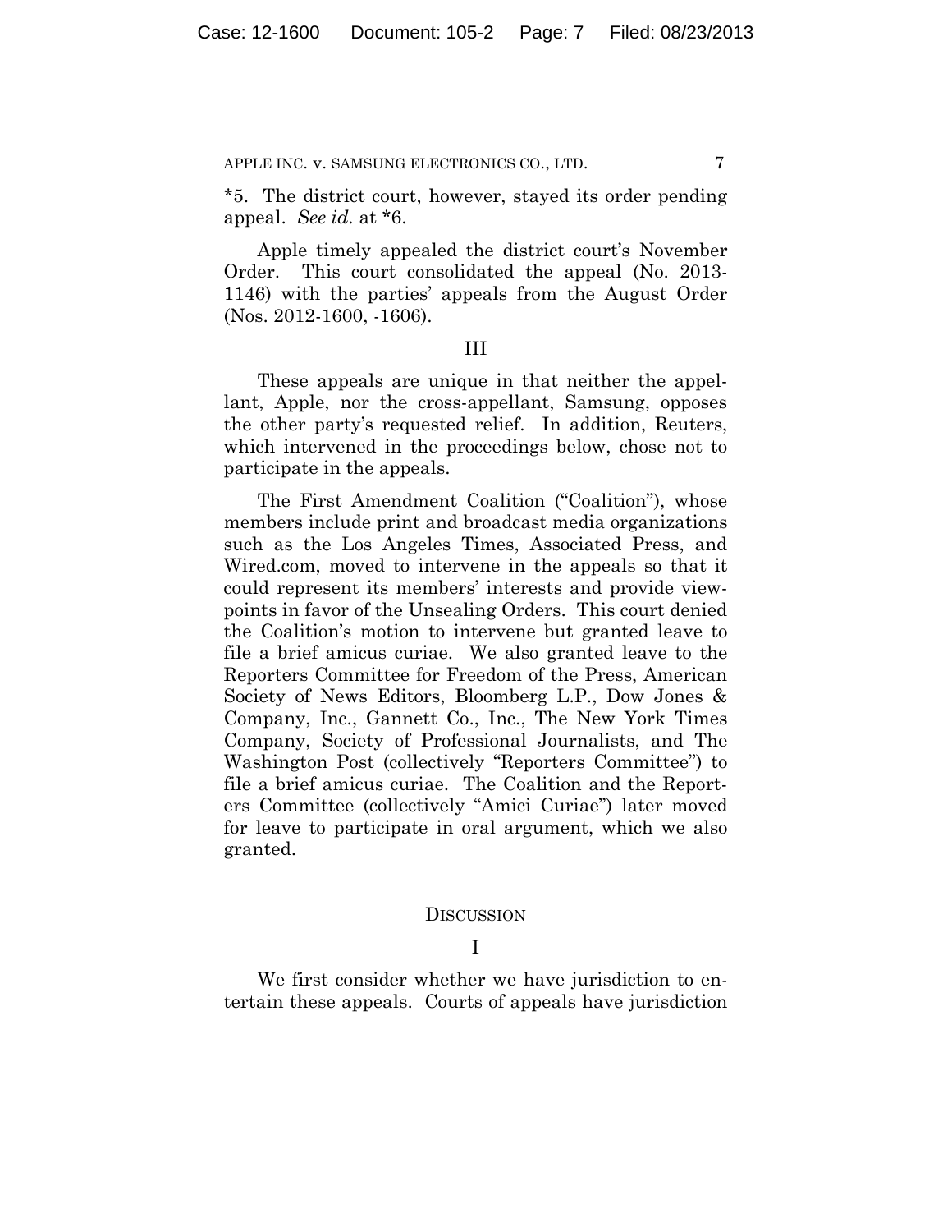*5. The district court, however, stayed its order pending appeal. *See id.* at *6.

Apple timely appealed the district court's November Order. This court consolidated the appeal (No. 2013-1146) with the parties' appeals from the August Order (Nos. 2012-1600, -1606).

III

These appeals are unique in that neither the appellant, Apple, nor the cross-appellant, Samsung, opposes the other party's requested relief. In addition, Reuters, which intervened in the proceedings below, chose not to participate in the appeals.

The First Amendment Coalition ("Coalition"), whose members include print and broadcast media organizations such as the Los Angeles Times, Associated Press, and Wired.com, moved to intervene in the appeals so that it could represent its members' interests and provide viewpoints in favor of the Unsealing Orders. This court denied the Coalition's motion to intervene but granted leave to file a brief amicus curiae. We also granted leave to the Reporters Committee for Freedom of the Press, American Society of News Editors, Bloomberg L.P., Dow Jones & Company, Inc., Gannett Co., Inc., The New York Times Company, Society of Professional Journalists, and The Washington Post (collectively "Reporters Committee") to file a brief amicus curiae. The Coalition and the Reporters Committee (collectively "Amici Curiae") later moved for leave to participate in oral argument, which we also granted.

## DISCUSSION

I

We first consider whether we have jurisdiction to entertain these appeals. Courts of appeals have jurisdiction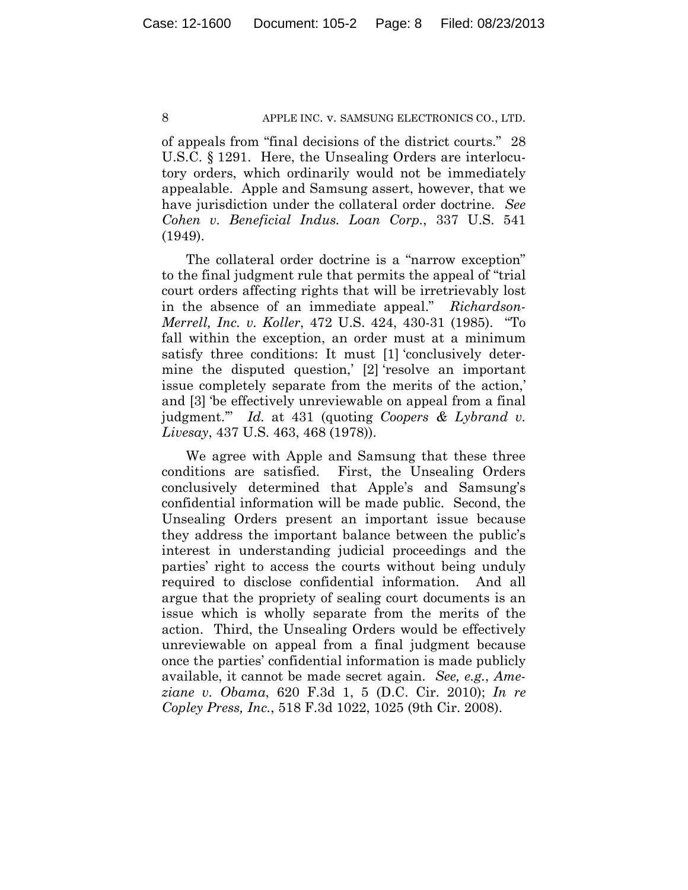of appeals from "final decisions of the district courts." 28 U.S.C. § 1291. Here, the Unsealing Orders are interlocutory orders, which ordinarily would not be immediately appealable. Apple and Samsung assert, however, that we have jurisdiction under the collateral order doctrine. *See Cohen v. Beneficial Indus. Loan Corp.*, 337 U.S. 541 (1949).

The collateral order doctrine is a "narrow exception" to the final judgment rule that permits the appeal of "trial court orders affecting rights that will be irretrievably lost in the absence of an immediate appeal." *Richardson-Merrell, Inc. v. Koller*, 472 U.S. 424, 430-31 (1985). "To fall within the exception, an order must at a minimum satisfy three conditions: It must [1] 'conclusively determine the disputed question,' [2] 'resolve an important issue completely separate from the merits of the action,' and [3] 'be effectively unreviewable on appeal from a final judgment.'" *Id.* at 431 (quoting *Coopers & Lybrand v. Livesay*, 437 U.S. 463, 468 (1978)).

We agree with Apple and Samsung that these three conditions are satisfied. First, the Unsealing Orders conclusively determined that Apple's and Samsung's confidential information will be made public. Second, the Unsealing Orders present an important issue because they address the important balance between the public's interest in understanding judicial proceedings and the parties' right to access the courts without being unduly required to disclose confidential information. And all argue that the propriety of sealing court documents is an issue which is wholly separate from the merits of the action. Third, the Unsealing Orders would be effectively unreviewable on appeal from a final judgment because once the parties' confidential information is made publicly available, it cannot be made secret again. *See, e.g.*, *Ameziane v. Obama*, 620 F.3d 1, 5 (D.C. Cir. 2010); *In re Copley Press, Inc.*, 518 F.3d 1022, 1025 (9th Cir. 2008).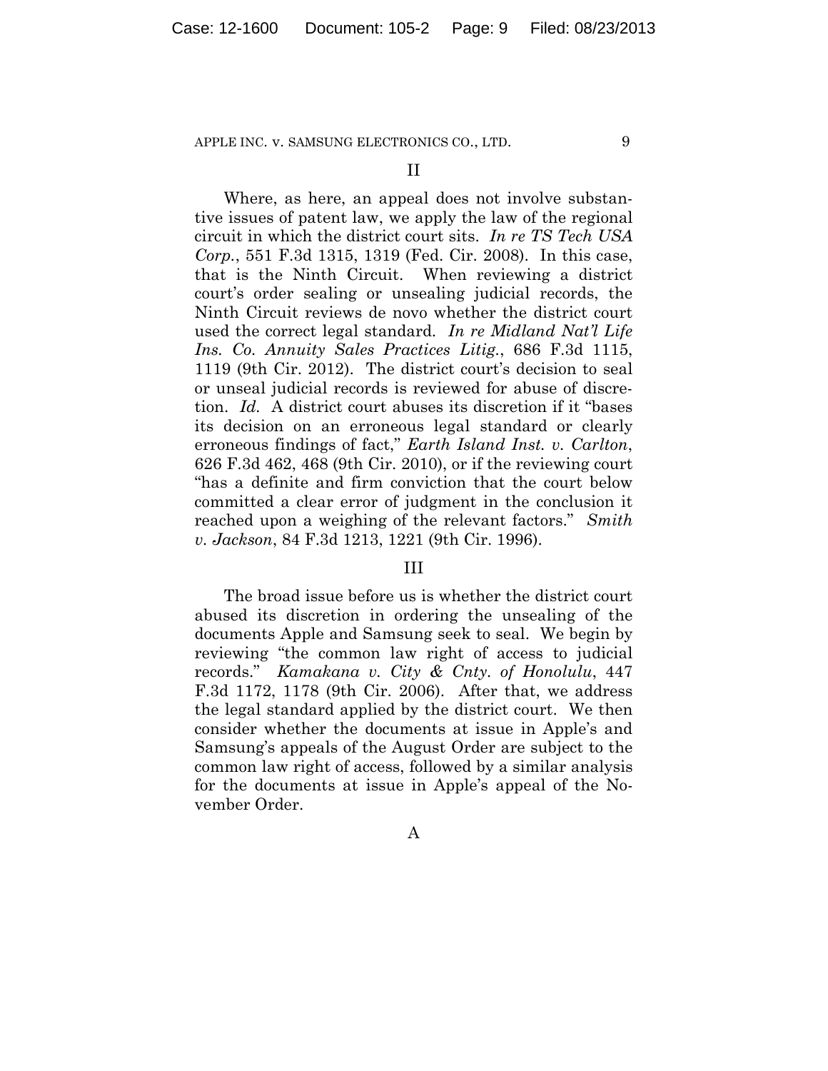## II

Where, as here, an appeal does not involve substantive issues of patent law, we apply the law of the regional circuit in which the district court sits. *In re TS Tech USA Corp.*, 551 F.3d 1315, 1319 (Fed. Cir. 2008). In this case, that is the Ninth Circuit. When reviewing a district court's order sealing or unsealing judicial records, the Ninth Circuit reviews de novo whether the district court used the correct legal standard. *In re Midland Nat'l Life Ins. Co. Annuity Sales Practices Litig.*, 686 F.3d 1115, 1119 (9th Cir. 2012). The district court's decision to seal or unseal judicial records is reviewed for abuse of discretion. *Id.* A district court abuses its discretion if it "bases its decision on an erroneous legal standard or clearly erroneous findings of fact," *Earth Island Inst. v. Carlton*, 626 F.3d 462, 468 (9th Cir. 2010), or if the reviewing court "has a definite and firm conviction that the court below committed a clear error of judgment in the conclusion it reached upon a weighing of the relevant factors." *Smith v. Jackson*, 84 F.3d 1213, 1221 (9th Cir. 1996).

## III

The broad issue before us is whether the district court abused its discretion in ordering the unsealing of the documents Apple and Samsung seek to seal. We begin by reviewing "the common law right of access to judicial records." *Kamakana v. City & Cnty. of Honolulu*, 447 F.3d 1172, 1178 (9th Cir. 2006). After that, we address the legal standard applied by the district court. We then consider whether the documents at issue in Apple's and Samsung's appeals of the August Order are subject to the common law right of access, followed by a similar analysis for the documents at issue in Apple's appeal of the November Order.

### A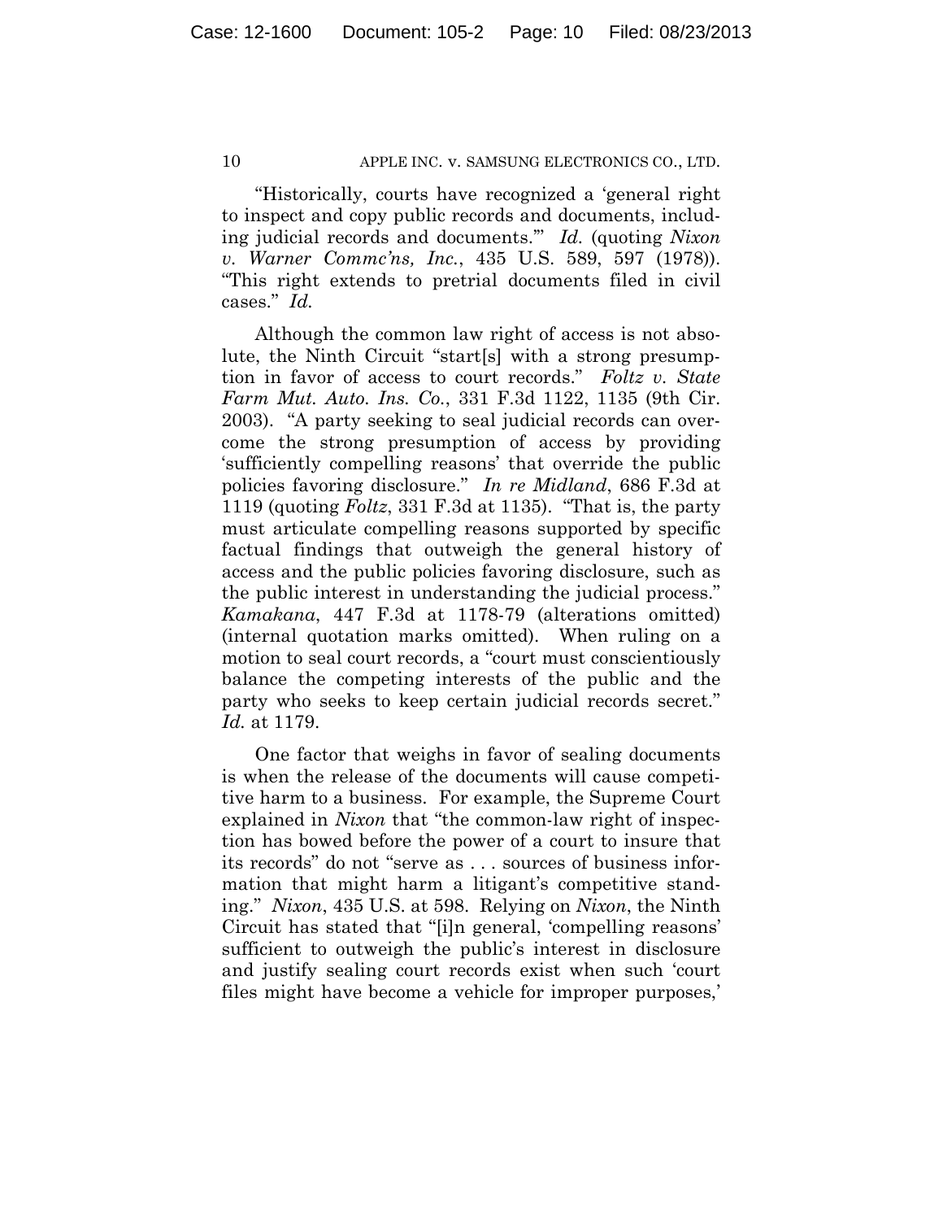"Historically, courts have recognized a 'general right to inspect and copy public records and documents, including judicial records and documents.'" *Id.* (quoting *Nixon v. Warner Commc'ns, Inc.*, 435 U.S. 589, 597 (1978)). "This right extends to pretrial documents filed in civil cases." *Id.*

Although the common law right of access is not absolute, the Ninth Circuit "start[s] with a strong presumption in favor of access to court records." *Foltz v. State Farm Mut. Auto. Ins. Co.*, 331 F.3d 1122, 1135 (9th Cir. 2003). "A party seeking to seal judicial records can overcome the strong presumption of access by providing 'sufficiently compelling reasons' that override the public policies favoring disclosure." *In re Midland*, 686 F.3d at 1119 (quoting *Foltz*, 331 F.3d at 1135). "That is, the party must articulate compelling reasons supported by specific factual findings that outweigh the general history of access and the public policies favoring disclosure, such as the public interest in understanding the judicial process." *Kamakana*, 447 F.3d at 1178-79 (alterations omitted) (internal quotation marks omitted). When ruling on a motion to seal court records, a "court must conscientiously balance the competing interests of the public and the party who seeks to keep certain judicial records secret." *Id.* at 1179.

One factor that weighs in favor of sealing documents is when the release of the documents will cause competitive harm to a business. For example, the Supreme Court explained in *Nixon* that "the common-law right of inspection has bowed before the power of a court to insure that its records" do not "serve as . . . sources of business information that might harm a litigant's competitive standing." *Nixon*, 435 U.S. at 598. Relying on *Nixon*, the Ninth Circuit has stated that "[i]n general, 'compelling reasons' sufficient to outweigh the public's interest in disclosure and justify sealing court records exist when such 'court files might have become a vehicle for improper purposes,'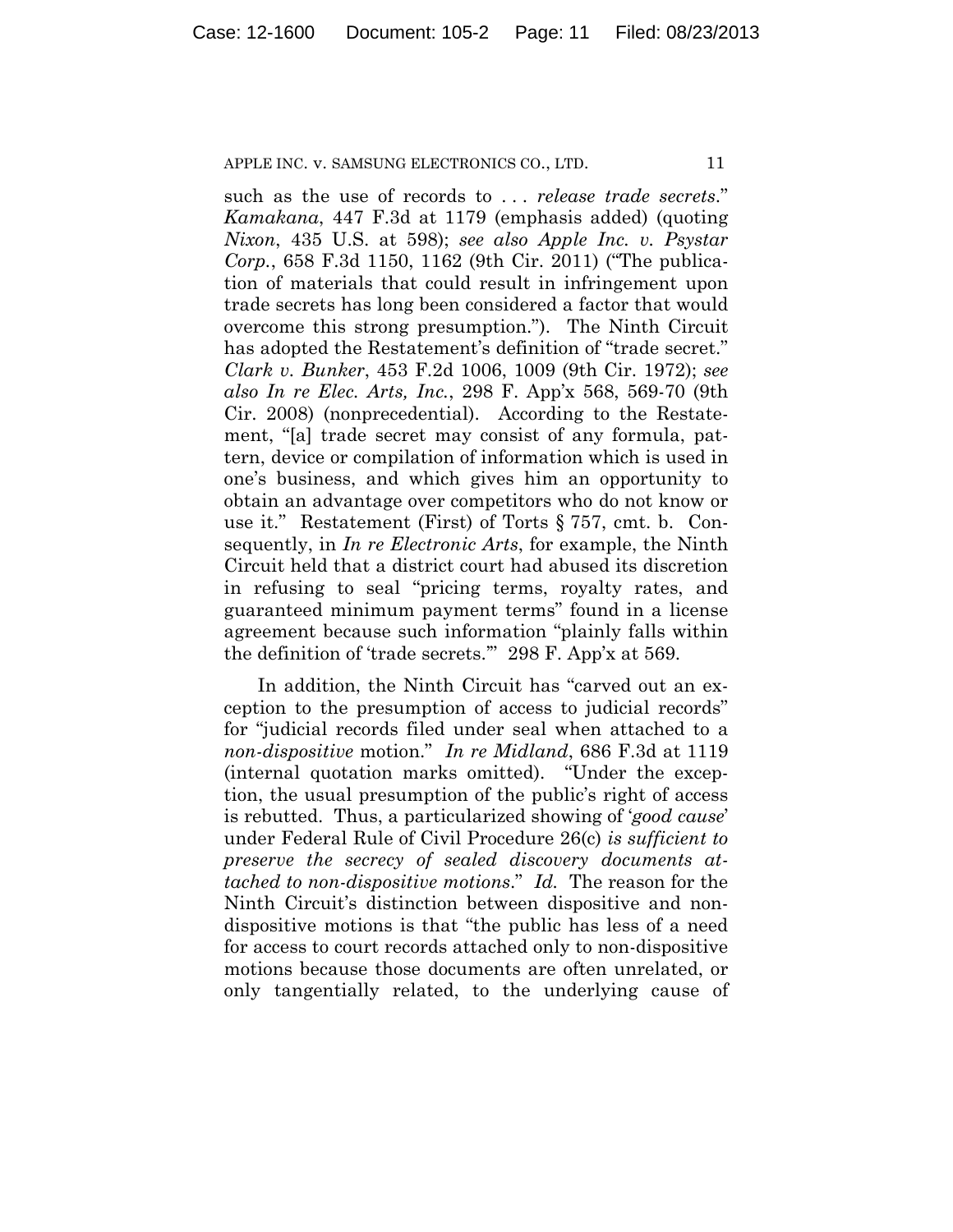such as the use of records to . . . *release trade secrets*." *Kamakana*, 447 F.3d at 1179 (emphasis added) (quoting *Nixon*, 435 U.S. at 598); *see also Apple Inc. v. Psystar Corp.*, 658 F.3d 1150, 1162 (9th Cir. 2011) ("The publication of materials that could result in infringement upon trade secrets has long been considered a factor that would overcome this strong presumption."). The Ninth Circuit has adopted the Restatement's definition of "trade secret." *Clark v. Bunker*, 453 F.2d 1006, 1009 (9th Cir. 1972); *see also In re Elec. Arts, Inc.*, 298 F. App'x 568, 569-70 (9th Cir. 2008) (nonprecedential). According to the Restatement, "[a] trade secret may consist of any formula, pattern, device or compilation of information which is used in one's business, and which gives him an opportunity to obtain an advantage over competitors who do not know or use it." Restatement (First) of Torts § 757, cmt. b. Consequently, in *In re Electronic Arts*, for example, the Ninth Circuit held that a district court had abused its discretion in refusing to seal "pricing terms, royalty rates, and guaranteed minimum payment terms" found in a license agreement because such information "plainly falls within the definition of 'trade secrets.'" 298 F. App'x at 569.

In addition, the Ninth Circuit has "carved out an exception to the presumption of access to judicial records" for "judicial records filed under seal when attached to a *non-dispositive* motion." *In re Midland*, 686 F.3d at 1119 (internal quotation marks omitted). "Under the exception, the usual presumption of the public's right of access is rebutted. Thus, a particularized showing of '*good cause*' under Federal Rule of Civil Procedure 26(c) *is sufficient to preserve the secrecy of sealed discovery documents attached to non-dispositive motions*." *Id.* The reason for the Ninth Circuit's distinction between dispositive and non-dispositive motions is that "the public has less of a need for access to court records attached only to non-dispositive motions because those documents are often unrelated, or only tangentially related, to the underlying cause of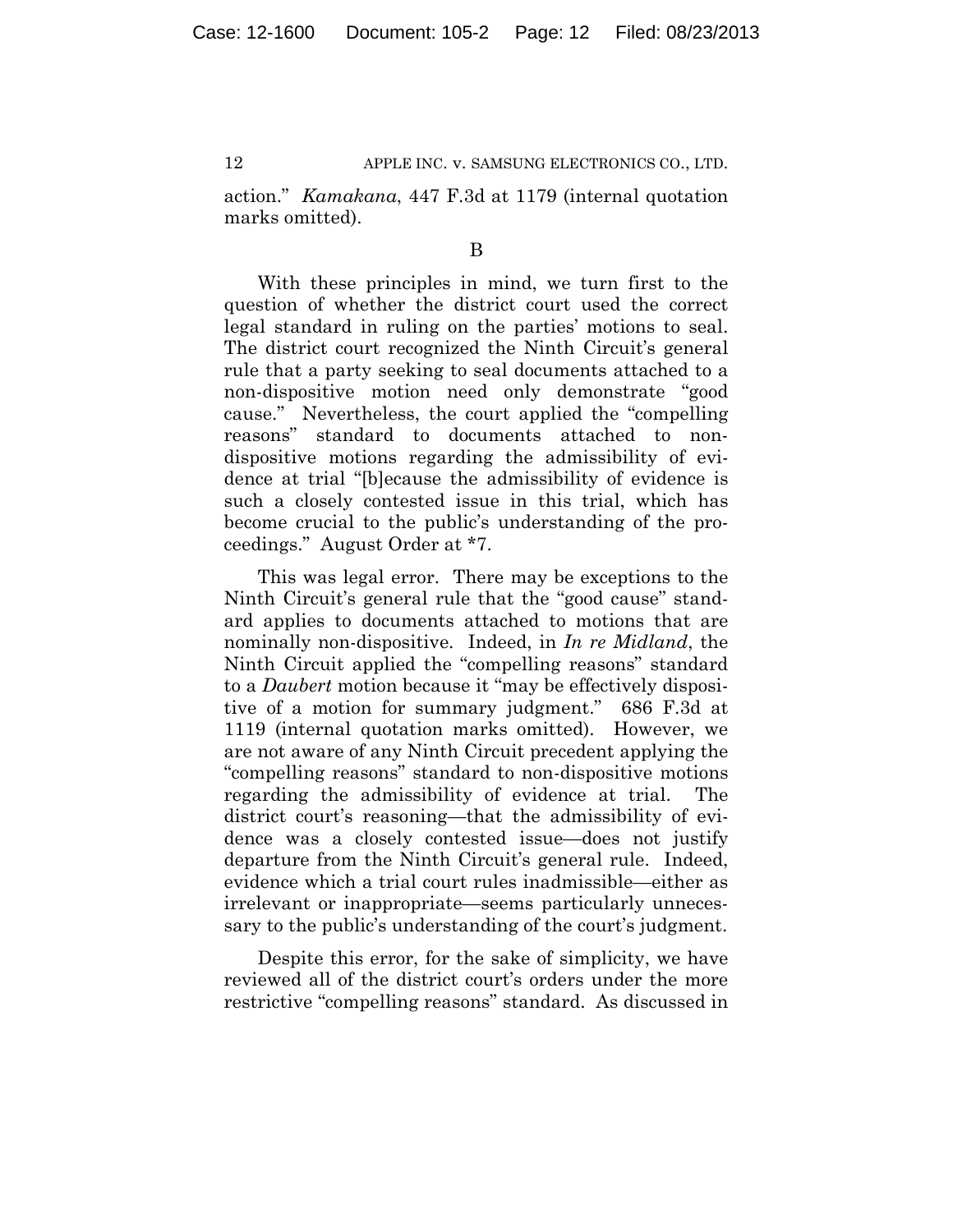action." *Kamakana*, 447 F.3d at 1179 (internal quotation marks omitted).

B

With these principles in mind, we turn first to the question of whether the district court used the correct legal standard in ruling on the parties' motions to seal. The district court recognized the Ninth Circuit's general rule that a party seeking to seal documents attached to a non-dispositive motion need only demonstrate "good cause." Nevertheless, the court applied the "compelling reasons" standard to documents attached to non-dispositive motions regarding the admissibility of evidence at trial "[b]ecause the admissibility of evidence is such a closely contested issue in this trial, which has become crucial to the public's understanding of the proceedings." August Order at *7.

This was legal error. There may be exceptions to the Ninth Circuit's general rule that the "good cause" standard applies to documents attached to motions that are nominally non-dispositive. Indeed, in *In re Midland*, the Ninth Circuit applied the "compelling reasons" standard to a *Daubert* motion because it "may be effectively dispositive of a motion for summary judgment." 686 F.3d at 1119 (internal quotation marks omitted). However, we are not aware of any Ninth Circuit precedent applying the "compelling reasons" standard to non-dispositive motions regarding the admissibility of evidence at trial. The district court's reasoning—that the admissibility of evidence was a closely contested issue—does not justify departure from the Ninth Circuit's general rule. Indeed, evidence which a trial court rules inadmissible—either as irrelevant or inappropriate—seems particularly unnecessary to the public's understanding of the court's judgment.

Despite this error, for the sake of simplicity, we have reviewed all of the district court's orders under the more restrictive "compelling reasons" standard. As discussed in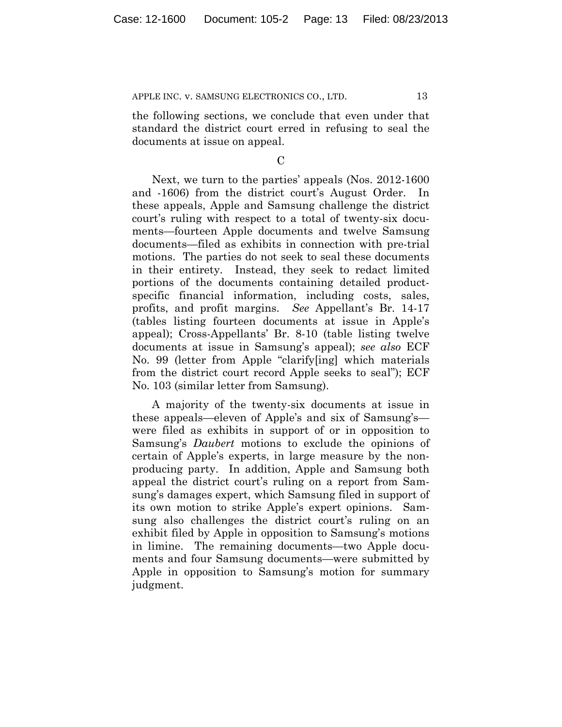the following sections, we conclude that even under that standard the district court erred in refusing to seal the documents at issue on appeal.

C

Next, we turn to the parties' appeals (Nos. 2012-1600 and -1606) from the district court's August Order. In these appeals, Apple and Samsung challenge the district court's ruling with respect to a total of twenty-six documents—fourteen Apple documents and twelve Samsung documents—filed as exhibits in connection with pre-trial motions. The parties do not seek to seal these documents in their entirety. Instead, they seek to redact limited portions of the documents containing detailed product-specific financial information, including costs, sales, profits, and profit margins. *See* Appellant's Br. 14-17 (tables listing fourteen documents at issue in Apple's appeal); Cross-Appellants' Br. 8-10 (table listing twelve documents at issue in Samsung's appeal); *see also* ECF No. 99 (letter from Apple "clarify[ing] which materials from the district court record Apple seeks to seal"); ECF No. 103 (similar letter from Samsung).

A majority of the twenty-six documents at issue in these appeals—eleven of Apple's and six of Samsung's—were filed as exhibits in support of or in opposition to Samsung's *Daubert* motions to exclude the opinions of certain of Apple's experts, in large measure by the non-producing party. In addition, Apple and Samsung both appeal the district court's ruling on a report from Samsung's damages expert, which Samsung filed in support of its own motion to strike Apple's expert opinions. Samsung also challenges the district court's ruling on an exhibit filed by Apple in opposition to Samsung's motions in limine. The remaining documents—two Apple documents and four Samsung documents—were submitted by Apple in opposition to Samsung's motion for summary judgment.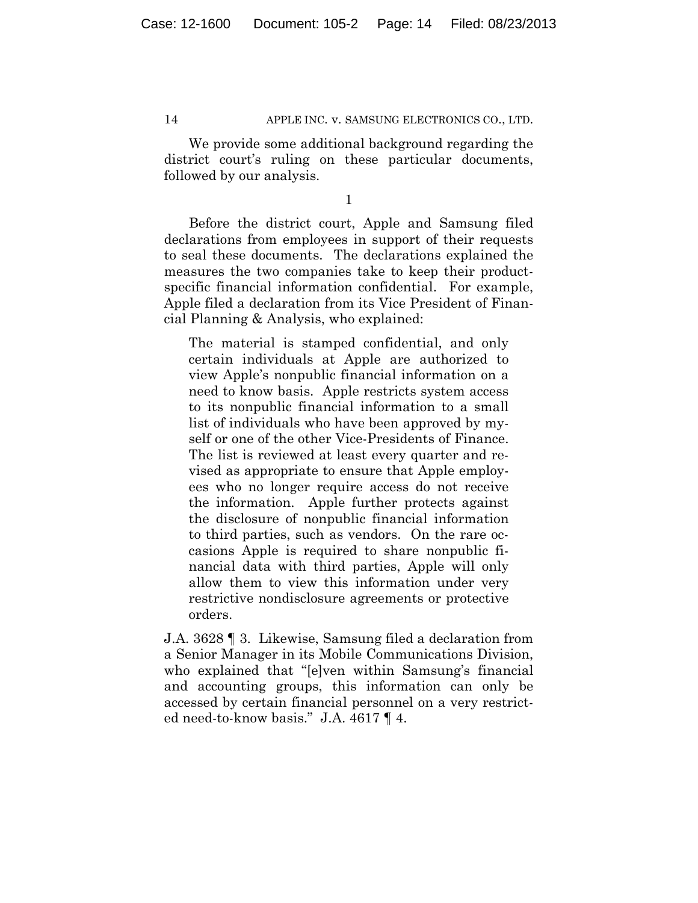We provide some additional background regarding the district court's ruling on these particular documents, followed by our analysis.

1

Before the district court, Apple and Samsung filed declarations from employees in support of their requests to seal these documents. The declarations explained the measures the two companies take to keep their product-specific financial information confidential. For example, Apple filed a declaration from its Vice President of Financial Planning & Analysis, who explained:

> The material is stamped confidential, and only certain individuals at Apple are authorized to view Apple's nonpublic financial information on a need to know basis. Apple restricts system access to its nonpublic financial information to a small list of individuals who have been approved by myself or one of the other Vice-Presidents of Finance. The list is reviewed at least every quarter and revised as appropriate to ensure that Apple employees who no longer require access do not receive the information. Apple further protects against the disclosure of nonpublic financial information to third parties, such as vendors. On the rare occasions Apple is required to share nonpublic financial data with third parties, Apple will only allow them to view this information under very restrictive nondisclosure agreements or protective orders.

J.A. 3628 ¶ 3. Likewise, Samsung filed a declaration from a Senior Manager in its Mobile Communications Division, who explained that "[e]ven within Samsung's financial and accounting groups, this information can only be accessed by certain financial personnel on a very restricted need-to-know basis." J.A. 4617 ¶ 4.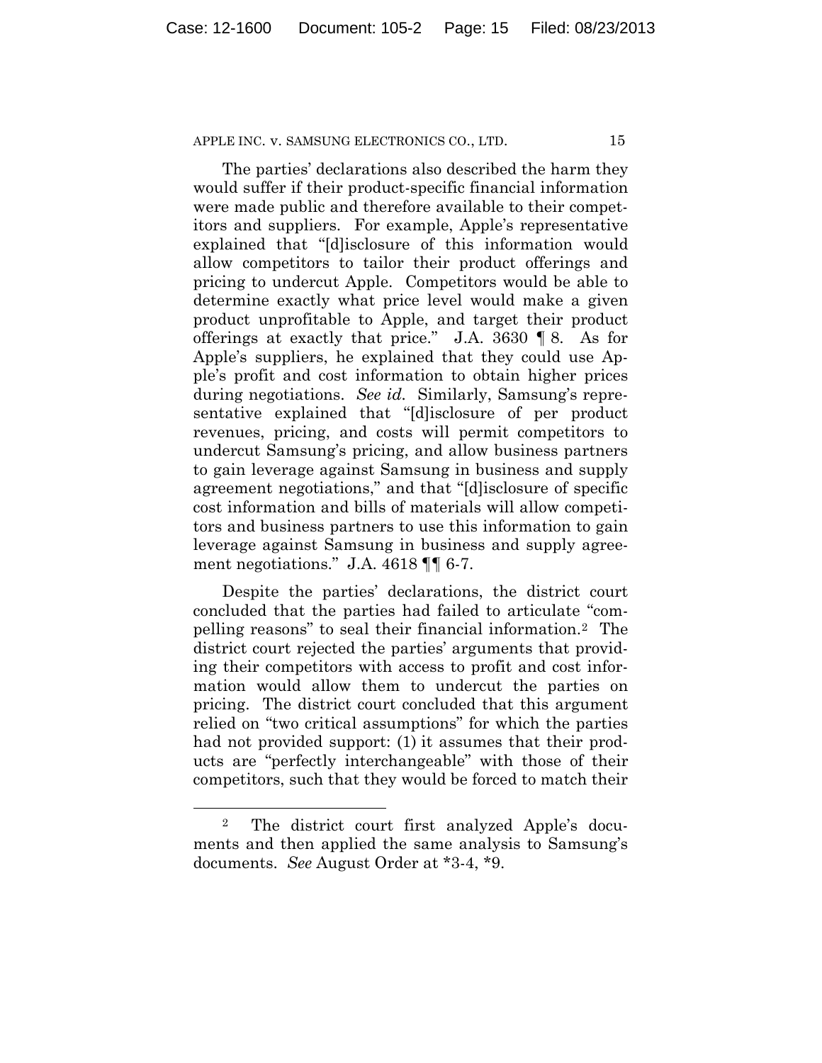The parties' declarations also described the harm they would suffer if their product-specific financial information were made public and therefore available to their competitors and suppliers. For example, Apple's representative explained that "[d]isclosure of this information would allow competitors to tailor their product offerings and pricing to undercut Apple. Competitors would be able to determine exactly what price level would make a given product unprofitable to Apple, and target their product offerings at exactly that price." J.A. 3630 ¶ 8. As for Apple's suppliers, he explained that they could use Apple's profit and cost information to obtain higher prices during negotiations. *See id.* Similarly, Samsung's representative explained that "[d]isclosure of per product revenues, pricing, and costs will permit competitors to undercut Samsung's pricing, and allow business partners to gain leverage against Samsung in business and supply agreement negotiations," and that "[d]isclosure of specific cost information and bills of materials will allow competitors and business partners to use this information to gain leverage against Samsung in business and supply agreement negotiations." J.A. 4618 ¶¶ 6-7.

Despite the parties' declarations, the district court concluded that the parties had failed to articulate "compelling reasons" to seal their financial information.[2] The district court rejected the parties' arguments that providing their competitors with access to profit and cost information would allow them to undercut the parties on pricing. The district court concluded that this argument relied on "two critical assumptions" for which the parties had not provided support: (1) it assumes that their products are "perfectly interchangeable" with those of their competitors, such that they would be forced to match their

---

[2] The district court first analyzed Apple's documents and then applied the same analysis to Samsung's documents. *See* August Order at *3-4, *9.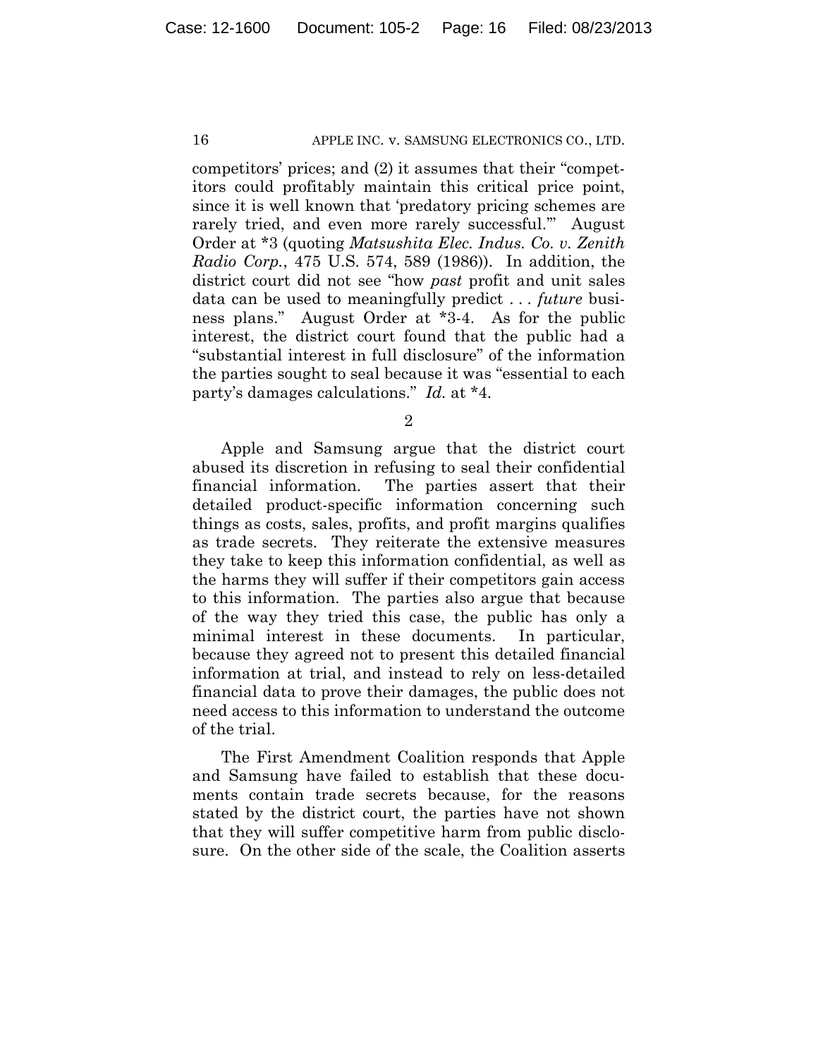competitors' prices; and (2) it assumes that their "competitors could profitably maintain this critical price point, since it is well known that 'predatory pricing schemes are rarely tried, and even more rarely successful.'" August Order at *3 (quoting *Matsushita Elec. Indus. Co. v. Zenith Radio Corp.*, 475 U.S. 574, 589 (1986)). In addition, the district court did not see "how *past* profit and unit sales data can be used to meaningfully predict . . . *future* business plans." August Order at *3-4. As for the public interest, the district court found that the public had a "substantial interest in full disclosure" of the information the parties sought to seal because it was "essential to each party's damages calculations." *Id.* at *4.

2

Apple and Samsung argue that the district court abused its discretion in refusing to seal their confidential financial information. The parties assert that their detailed product-specific information concerning such things as costs, sales, profits, and profit margins qualifies as trade secrets. They reiterate the extensive measures they take to keep this information confidential, as well as the harms they will suffer if their competitors gain access to this information. The parties also argue that because of the way they tried this case, the public has only a minimal interest in these documents. In particular, because they agreed not to present this detailed financial information at trial, and instead to rely on less-detailed financial data to prove their damages, the public does not need access to this information to understand the outcome of the trial.

The First Amendment Coalition responds that Apple and Samsung have failed to establish that these documents contain trade secrets because, for the reasons stated by the district court, the parties have not shown that they will suffer competitive harm from public disclosure. On the other side of the scale, the Coalition asserts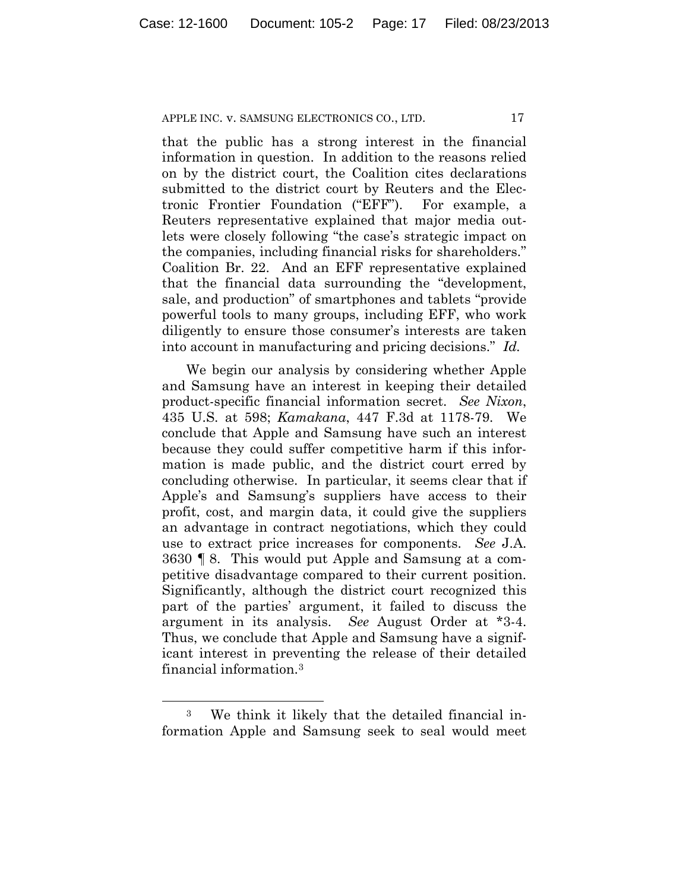that the public has a strong interest in the financial information in question. In addition to the reasons relied on by the district court, the Coalition cites declarations submitted to the district court by Reuters and the Electronic Frontier Foundation ("EFF"). For example, a Reuters representative explained that major media outlets were closely following "the case's strategic impact on the companies, including financial risks for shareholders." Coalition Br. 22. And an EFF representative explained that the financial data surrounding the "development, sale, and production" of smartphones and tablets "provide powerful tools to many groups, including EFF, who work diligently to ensure those consumer's interests are taken into account in manufacturing and pricing decisions." *Id.*

We begin our analysis by considering whether Apple and Samsung have an interest in keeping their detailed product-specific financial information secret. *See Nixon*, 435 U.S. at 598; *Kamakana*, 447 F.3d at 1178-79. We conclude that Apple and Samsung have such an interest because they could suffer competitive harm if this information is made public, and the district court erred by concluding otherwise. In particular, it seems clear that if Apple's and Samsung's suppliers have access to their profit, cost, and margin data, it could give the suppliers an advantage in contract negotiations, which they could use to extract price increases for components. *See* J.A. 3630 ¶ 8. This would put Apple and Samsung at a competitive disadvantage compared to their current position. Significantly, although the district court recognized this part of the parties' argument, it failed to discuss the argument in its analysis. *See* August Order at *3-4. Thus, we conclude that Apple and Samsung have a significant interest in preventing the release of their detailed financial information.[3]

[3] We think it likely that the detailed financial information Apple and Samsung seek to seal would meet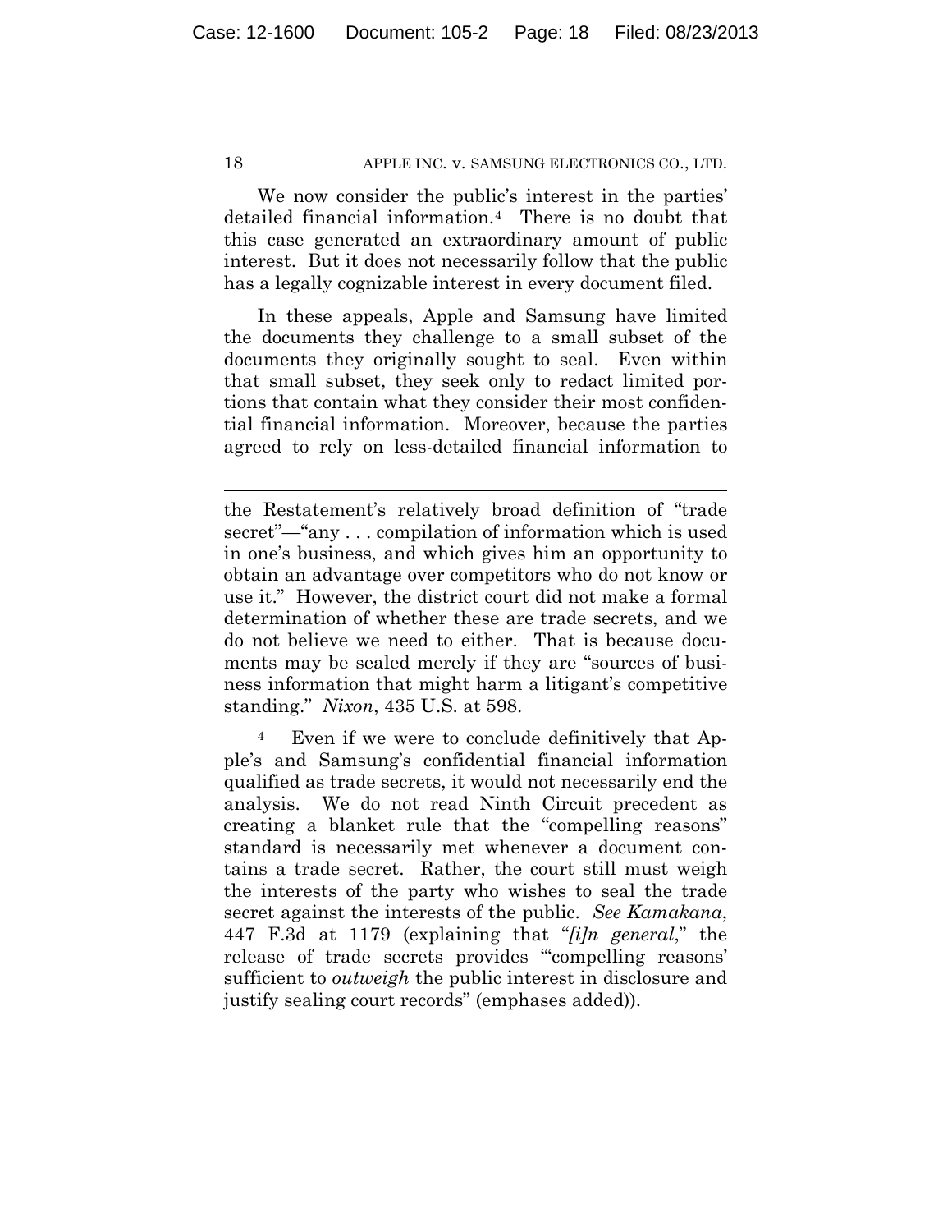We now consider the public's interest in the parties' detailed financial information.[4] There is no doubt that this case generated an extraordinary amount of public interest. But it does not necessarily follow that the public has a legally cognizable interest in every document filed.

In these appeals, Apple and Samsung have limited the documents they challenge to a small subset of the documents they originally sought to seal. Even within that small subset, they seek only to redact limited portions that contain what they consider their most confidential financial information. Moreover, because the parties agreed to rely on less-detailed financial information to

---

the Restatement's relatively broad definition of "trade secret"—"any . . . compilation of information which is used in one's business, and which gives him an opportunity to obtain an advantage over competitors who do not know or use it." However, the district court did not make a formal determination of whether these are trade secrets, and we do not believe we need to either. That is because documents may be sealed merely if they are "sources of business information that might harm a litigant's competitive standing." *Nixon*, 435 U.S. at 598.

[4] Even if we were to conclude definitively that Apple's and Samsung's confidential financial information qualified as trade secrets, it would not necessarily end the analysis. We do not read Ninth Circuit precedent as creating a blanket rule that the "compelling reasons" standard is necessarily met whenever a document contains a trade secret. Rather, the court still must weigh the interests of the party who wishes to seal the trade secret against the interests of the public. *See Kamakana*, 447 F.3d at 1179 (explaining that "*[i]n general*," the release of trade secrets provides "'compelling reasons' sufficient to *outweigh* the public interest in disclosure and justify sealing court records" (emphases added)).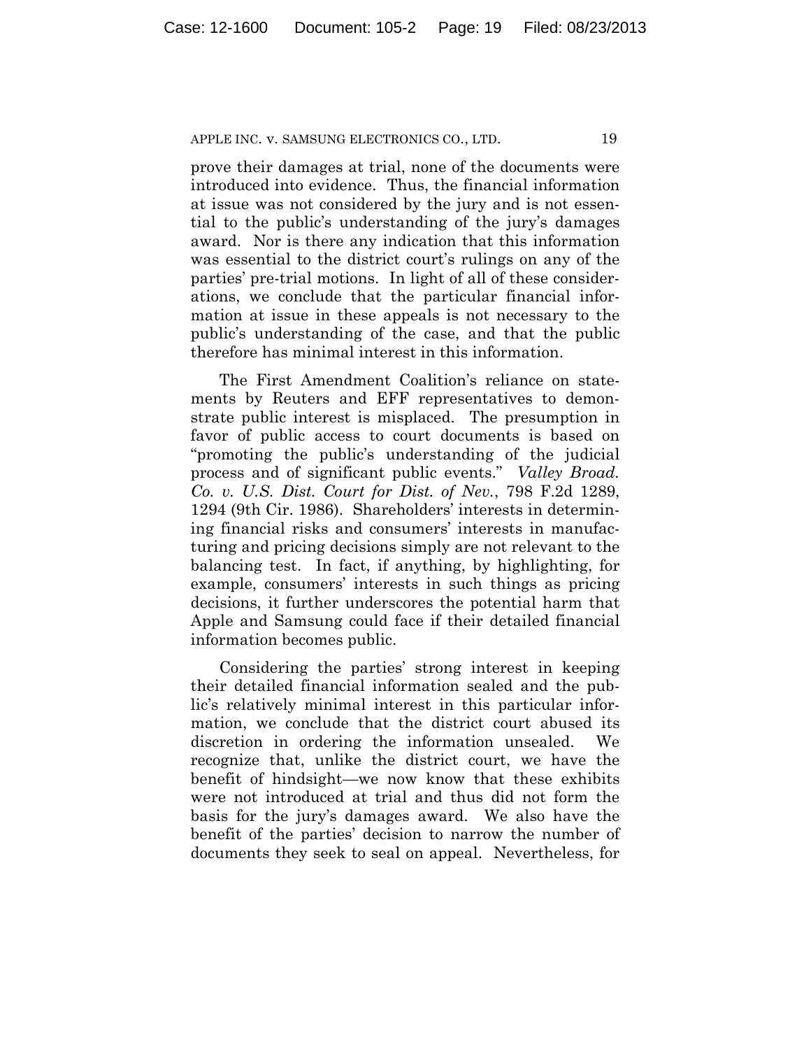prove their damages at trial, none of the documents were introduced into evidence. Thus, the financial information at issue was not considered by the jury and is not essential to the public's understanding of the jury's damages award. Nor is there any indication that this information was essential to the district court's rulings on any of the parties' pre-trial motions. In light of all of these considerations, we conclude that the particular financial information at issue in these appeals is not necessary to the public's understanding of the case, and that the public therefore has minimal interest in this information.

The First Amendment Coalition's reliance on statements by Reuters and EFF representatives to demonstrate public interest is misplaced. The presumption in favor of public access to court documents is based on "promoting the public's understanding of the judicial process and of significant public events." *Valley Broad. Co. v. U.S. Dist. Court for Dist. of Nev.*, 798 F.2d 1289, 1294 (9th Cir. 1986). Shareholders' interests in determining financial risks and consumers' interests in manufacturing and pricing decisions simply are not relevant to the balancing test. In fact, if anything, by highlighting, for example, consumers' interests in such things as pricing decisions, it further underscores the potential harm that Apple and Samsung could face if their detailed financial information becomes public.

Considering the parties' strong interest in keeping their detailed financial information sealed and the public's relatively minimal interest in this particular information, we conclude that the district court abused its discretion in ordering the information unsealed. We recognize that, unlike the district court, we have the benefit of hindsight—we now know that these exhibits were not introduced at trial and thus did not form the basis for the jury's damages award. We also have the benefit of the parties' decision to narrow the number of documents they seek to seal on appeal. Nevertheless, for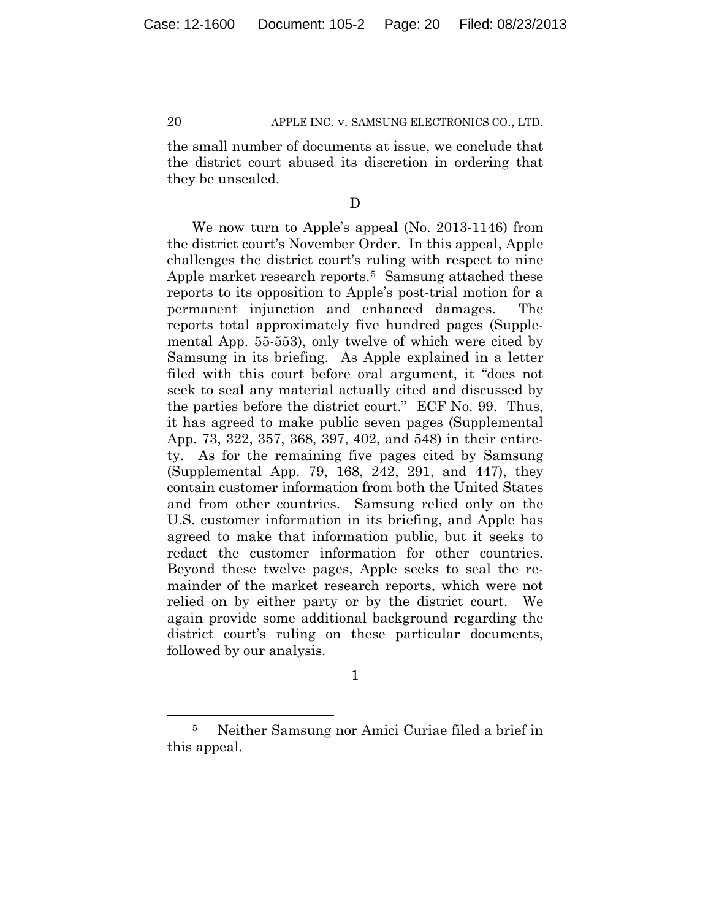the small number of documents at issue, we conclude that the district court abused its discretion in ordering that they be unsealed.

D

We now turn to Apple's appeal (No. 2013-1146) from the district court's November Order. In this appeal, Apple challenges the district court's ruling with respect to nine Apple market research reports.[5] Samsung attached these reports to its opposition to Apple's post-trial motion for a permanent injunction and enhanced damages. The reports total approximately five hundred pages (Supplemental App. 55-553), only twelve of which were cited by Samsung in its briefing. As Apple explained in a letter filed with this court before oral argument, it "does not seek to seal any material actually cited and discussed by the parties before the district court." ECF No. 99. Thus, it has agreed to make public seven pages (Supplemental App. 73, 322, 357, 368, 397, 402, and 548) in their entirety. As for the remaining five pages cited by Samsung (Supplemental App. 79, 168, 242, 291, and 447), they contain customer information from both the United States and from other countries. Samsung relied only on the U.S. customer information in its briefing, and Apple has agreed to make that information public, but it seeks to redact the customer information for other countries. Beyond these twelve pages, Apple seeks to seal the remainder of the market research reports, which were not relied on by either party or by the district court. We again provide some additional background regarding the district court's ruling on these particular documents, followed by our analysis.

1

---

[5] Neither Samsung nor Amici Curiae filed a brief in this appeal.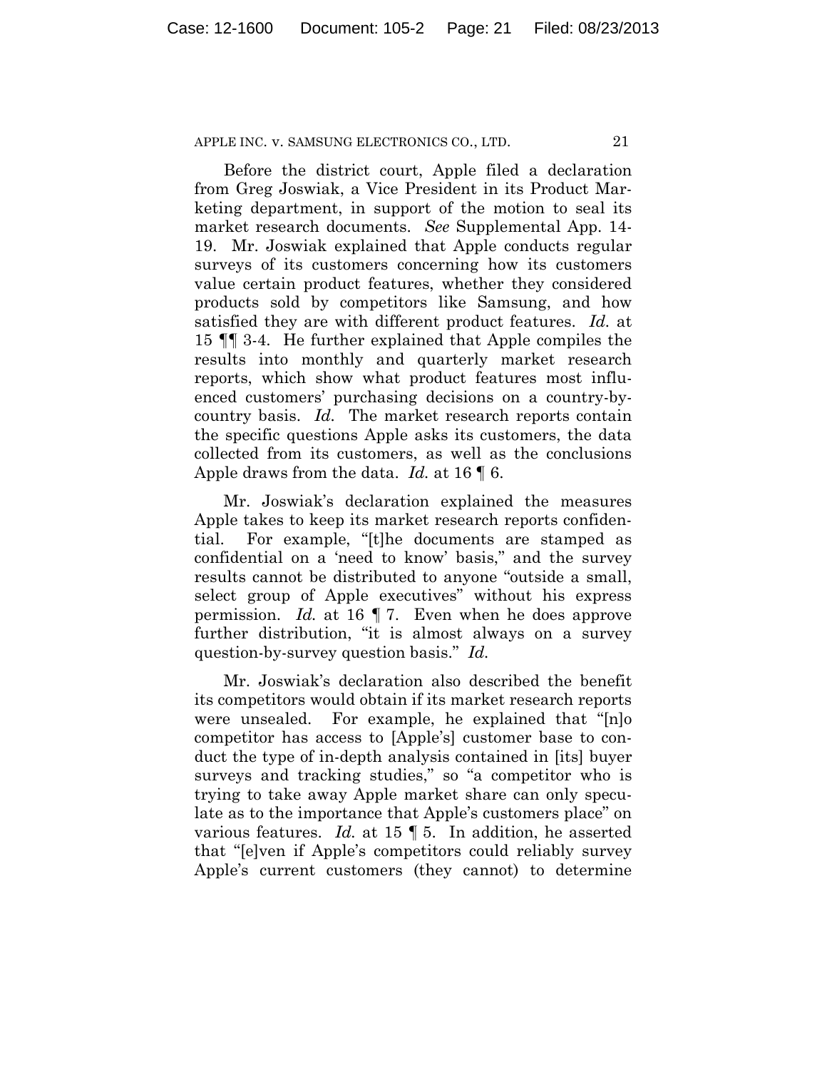Before the district court, Apple filed a declaration from Greg Joswiak, a Vice President in its Product Marketing department, in support of the motion to seal its market research documents. *See* Supplemental App. 14-19. Mr. Joswiak explained that Apple conducts regular surveys of its customers concerning how its customers value certain product features, whether they considered products sold by competitors like Samsung, and how satisfied they are with different product features. *Id.* at 15 ¶¶ 3-4. He further explained that Apple compiles the results into monthly and quarterly market research reports, which show what product features most influenced customers' purchasing decisions on a country-by-country basis. *Id.* The market research reports contain the specific questions Apple asks its customers, the data collected from its customers, as well as the conclusions Apple draws from the data. *Id.* at 16 ¶ 6.

Mr. Joswiak's declaration explained the measures Apple takes to keep its market research reports confidential. For example, "[t]he documents are stamped as confidential on a 'need to know' basis," and the survey results cannot be distributed to anyone "outside a small, select group of Apple executives" without his express permission. *Id.* at 16 ¶ 7. Even when he does approve further distribution, "it is almost always on a survey question-by-survey question basis." *Id.*

Mr. Joswiak's declaration also described the benefit its competitors would obtain if its market research reports were unsealed. For example, he explained that "[n]o competitor has access to [Apple's] customer base to conduct the type of in-depth analysis contained in [its] buyer surveys and tracking studies," so "a competitor who is trying to take away Apple market share can only speculate as to the importance that Apple's customers place" on various features. *Id.* at 15 ¶ 5. In addition, he asserted that "[e]ven if Apple's competitors could reliably survey Apple's current customers (they cannot) to determine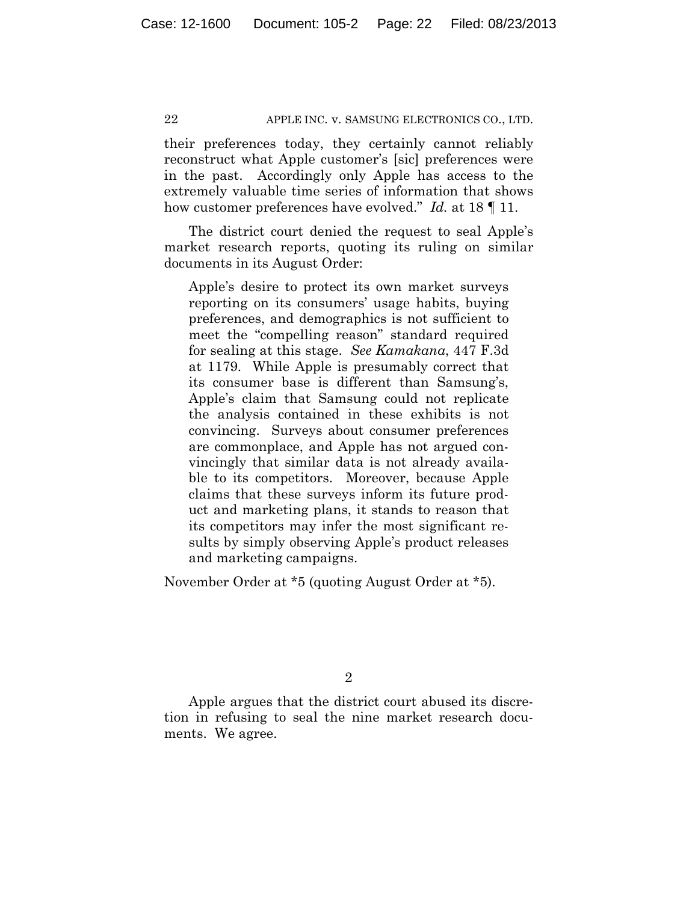their preferences today, they certainly cannot reliably reconstruct what Apple customer's [sic] preferences were in the past. Accordingly only Apple has access to the extremely valuable time series of information that shows how customer preferences have evolved." *Id.* at 18 ¶ 11.

The district court denied the request to seal Apple's market research reports, quoting its ruling on similar documents in its August Order:

> Apple's desire to protect its own market surveys reporting on its consumers' usage habits, buying preferences, and demographics is not sufficient to meet the "compelling reason" standard required for sealing at this stage. *See Kamakana*, 447 F.3d at 1179. While Apple is presumably correct that its consumer base is different than Samsung's, Apple's claim that Samsung could not replicate the analysis contained in these exhibits is not convincing. Surveys about consumer preferences are commonplace, and Apple has not argued convincingly that similar data is not already available to its competitors. Moreover, because Apple claims that these surveys inform its future product and marketing plans, it stands to reason that its competitors may infer the most significant results by simply observing Apple's product releases and marketing campaigns.

November Order at *5 (quoting August Order at *5).

2

Apple argues that the district court abused its discretion in refusing to seal the nine market research documents. We agree.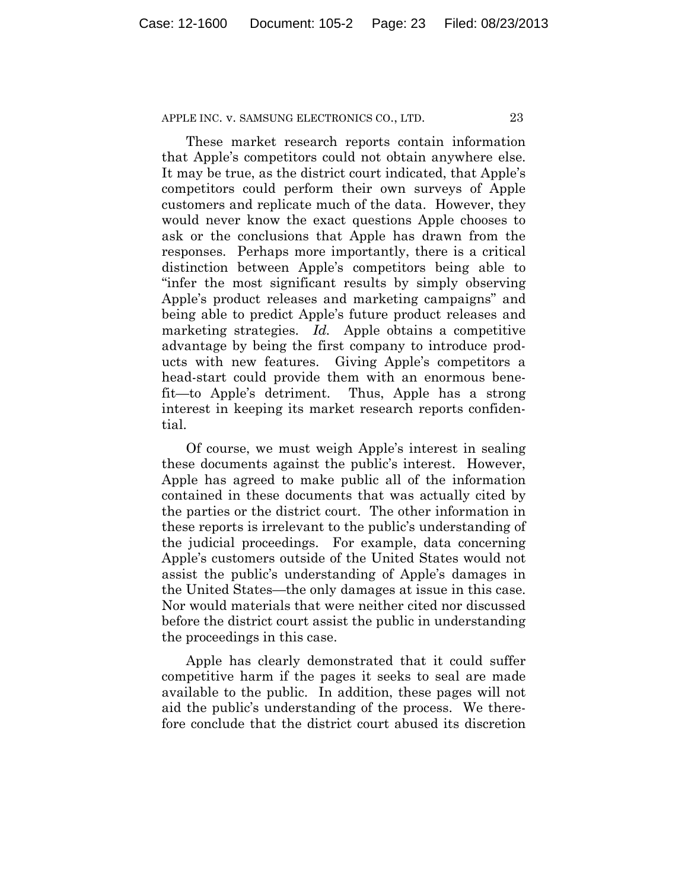These market research reports contain information that Apple's competitors could not obtain anywhere else. It may be true, as the district court indicated, that Apple's competitors could perform their own surveys of Apple customers and replicate much of the data. However, they would never know the exact questions Apple chooses to ask or the conclusions that Apple has drawn from the responses. Perhaps more importantly, there is a critical distinction between Apple's competitors being able to "infer the most significant results by simply observing Apple's product releases and marketing campaigns" and being able to predict Apple's future product releases and marketing strategies. *Id.* Apple obtains a competitive advantage by being the first company to introduce products with new features. Giving Apple's competitors a head-start could provide them with an enormous benefit—to Apple's detriment. Thus, Apple has a strong interest in keeping its market research reports confidential.

Of course, we must weigh Apple's interest in sealing these documents against the public's interest. However, Apple has agreed to make public all of the information contained in these documents that was actually cited by the parties or the district court. The other information in these reports is irrelevant to the public's understanding of the judicial proceedings. For example, data concerning Apple's customers outside of the United States would not assist the public's understanding of Apple's damages in the United States—the only damages at issue in this case. Nor would materials that were neither cited nor discussed before the district court assist the public in understanding the proceedings in this case.

Apple has clearly demonstrated that it could suffer competitive harm if the pages it seeks to seal are made available to the public. In addition, these pages will not aid the public's understanding of the process. We therefore conclude that the district court abused its discretion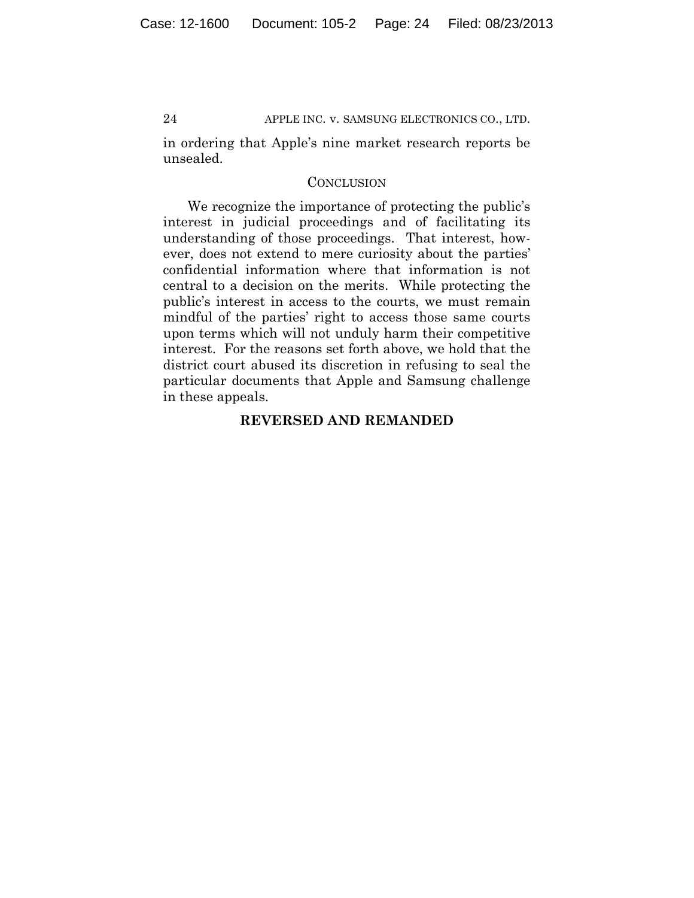in ordering that Apple's nine market research reports be unsealed.

## CONCLUSION

We recognize the importance of protecting the public's interest in judicial proceedings and of facilitating its understanding of those proceedings. That interest, however, does not extend to mere curiosity about the parties' confidential information where that information is not central to a decision on the merits. While protecting the public's interest in access to the courts, we must remain mindful of the parties' right to access those same courts upon terms which will not unduly harm their competitive interest. For the reasons set forth above, we hold that the district court abused its discretion in refusing to seal the particular documents that Apple and Samsung challenge in these appeals.

**REVERSED AND REMANDED**